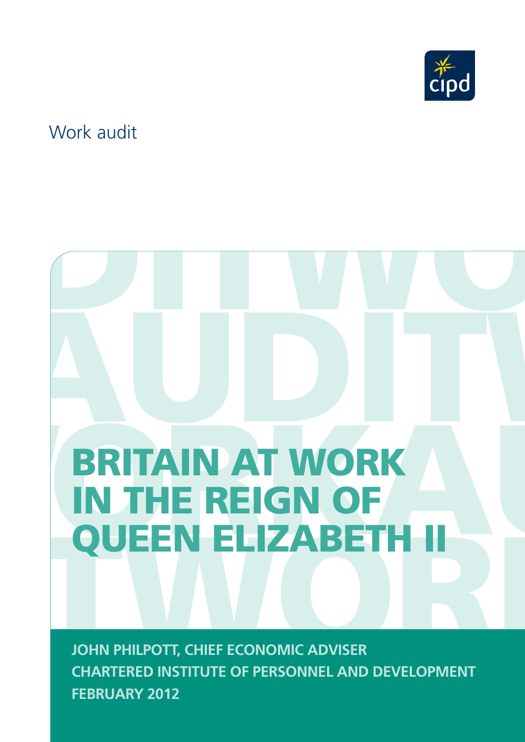Work audit

# BRITAIN AT WORK IN THE REIGN OF QUEEN ELIZABETH II

**JOHN PHILPOTT, CHIEF ECONOMIC ADVISER**
**CHARTERED INSTITUTE OF PERSONNEL AND DEVELOPMENT**
**FEBRUARY 2012**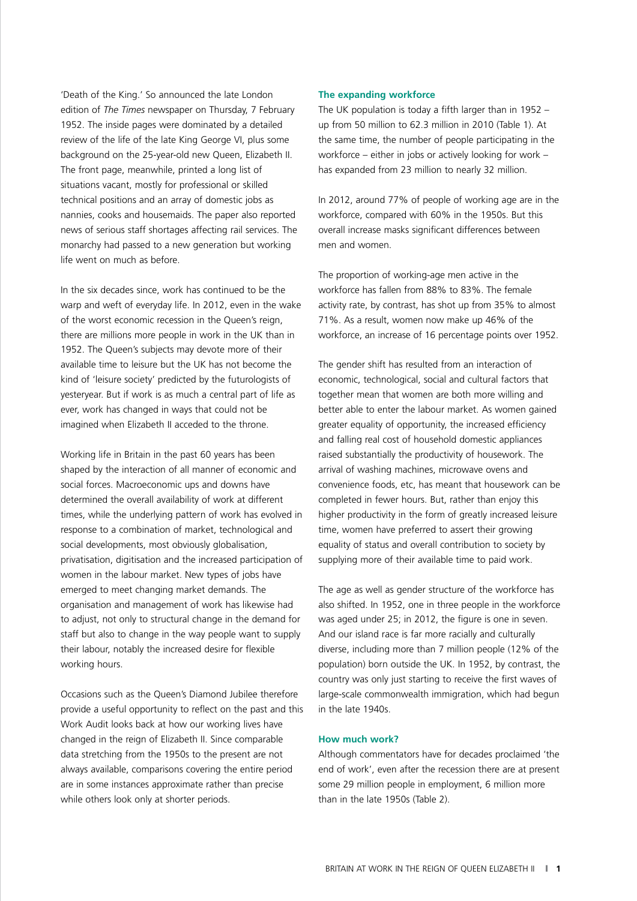'Death of the King.' So announced the late London edition of *The Times* newspaper on Thursday, 7 February 1952. The inside pages were dominated by a detailed review of the life of the late King George VI, plus some background on the 25-year-old new Queen, Elizabeth II. The front page, meanwhile, printed a long list of situations vacant, mostly for professional or skilled technical positions and an array of domestic jobs as nannies, cooks and housemaids. The paper also reported news of serious staff shortages affecting rail services. The monarchy had passed to a new generation but working life went on much as before.

In the six decades since, work has continued to be the warp and weft of everyday life. In 2012, even in the wake of the worst economic recession in the Queen's reign, there are millions more people in work in the UK than in 1952. The Queen's subjects may devote more of their available time to leisure but the UK has not become the kind of 'leisure society' predicted by the futurologists of yesteryear. But if work is as much a central part of life as ever, work has changed in ways that could not be imagined when Elizabeth II acceded to the throne.

Working life in Britain in the past 60 years has been shaped by the interaction of all manner of economic and social forces. Macroeconomic ups and downs have determined the overall availability of work at different times, while the underlying pattern of work has evolved in response to a combination of market, technological and social developments, most obviously globalisation, privatisation, digitisation and the increased participation of women in the labour market. New types of jobs have emerged to meet changing market demands. The organisation and management of work has likewise had to adjust, not only to structural change in the demand for staff but also to change in the way people want to supply their labour, notably the increased desire for flexible working hours.

Occasions such as the Queen's Diamond Jubilee therefore provide a useful opportunity to reflect on the past and this Work Audit looks back at how our working lives have changed in the reign of Elizabeth II. Since comparable data stretching from the 1950s to the present are not always available, comparisons covering the entire period are in some instances approximate rather than precise while others look only at shorter periods.

### The expanding workforce

The UK population is today a fifth larger than in 1952 – up from 50 million to 62.3 million in 2010 (Table 1). At the same time, the number of people participating in the workforce – either in jobs or actively looking for work – has expanded from 23 million to nearly 32 million.

In 2012, around 77% of people of working age are in the workforce, compared with 60% in the 1950s. But this overall increase masks significant differences between men and women.

The proportion of working-age men active in the workforce has fallen from 88% to 83%. The female activity rate, by contrast, has shot up from 35% to almost 71%. As a result, women now make up 46% of the workforce, an increase of 16 percentage points over 1952.

The gender shift has resulted from an interaction of economic, technological, social and cultural factors that together mean that women are both more willing and better able to enter the labour market. As women gained greater equality of opportunity, the increased efficiency and falling real cost of household domestic appliances raised substantially the productivity of housework. The arrival of washing machines, microwave ovens and convenience foods, etc, has meant that housework can be completed in fewer hours. But, rather than enjoy this higher productivity in the form of greatly increased leisure time, women have preferred to assert their growing equality of status and overall contribution to society by supplying more of their available time to paid work.

The age as well as gender structure of the workforce has also shifted. In 1952, one in three people in the workforce was aged under 25; in 2012, the figure is one in seven. And our island race is far more racially and culturally diverse, including more than 7 million people (12% of the population) born outside the UK. In 1952, by contrast, the country was only just starting to receive the first waves of large-scale commonwealth immigration, which had begun in the late 1940s.

### How much work?

Although commentators have for decades proclaimed 'the end of work', even after the recession there are at present some 29 million people in employment, 6 million more than in the late 1950s (Table 2).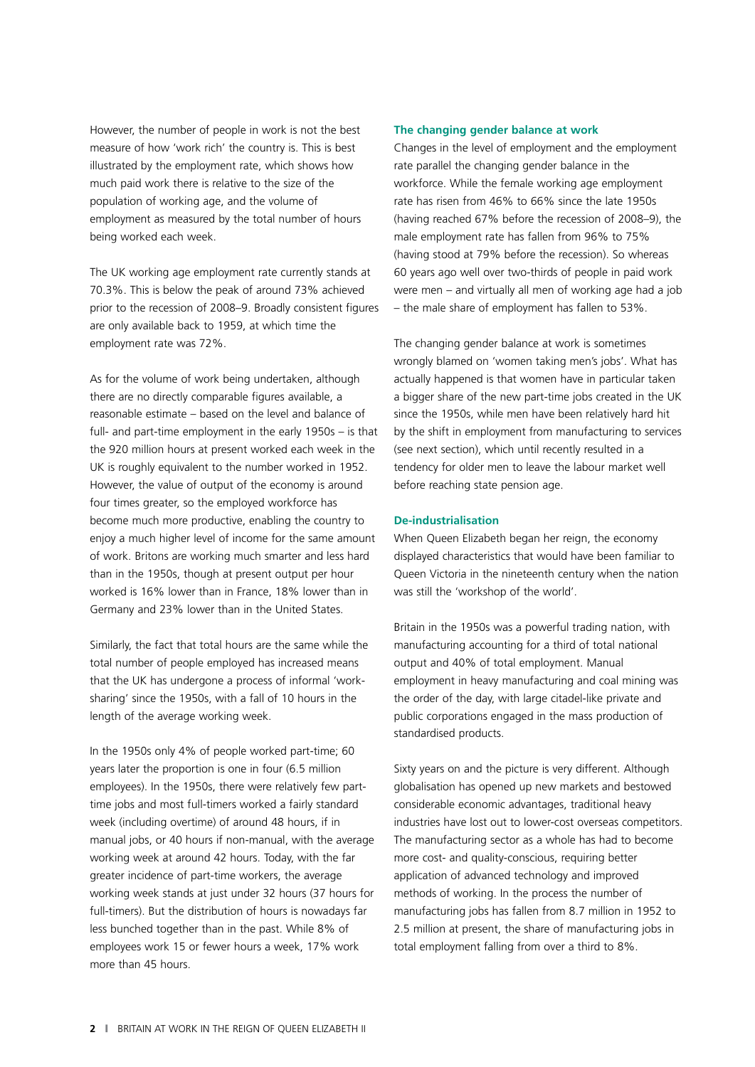However, the number of people in work is not the best measure of how 'work rich' the country is. This is best illustrated by the employment rate, which shows how much paid work there is relative to the size of the population of working age, and the volume of employment as measured by the total number of hours being worked each week.

The UK working age employment rate currently stands at 70.3%. This is below the peak of around 73% achieved prior to the recession of 2008–9. Broadly consistent figures are only available back to 1959, at which time the employment rate was 72%.

As for the volume of work being undertaken, although there are no directly comparable figures available, a reasonable estimate – based on the level and balance of full- and part-time employment in the early 1950s – is that the 920 million hours at present worked each week in the UK is roughly equivalent to the number worked in 1952. However, the value of output of the economy is around four times greater, so the employed workforce has become much more productive, enabling the country to enjoy a much higher level of income for the same amount of work. Britons are working much smarter and less hard than in the 1950s, though at present output per hour worked is 16% lower than in France, 18% lower than in Germany and 23% lower than in the United States.

Similarly, the fact that total hours are the same while the total number of people employed has increased means that the UK has undergone a process of informal 'work-sharing' since the 1950s, with a fall of 10 hours in the length of the average working week.

In the 1950s only 4% of people worked part-time; 60 years later the proportion is one in four (6.5 million employees). In the 1950s, there were relatively few part-time jobs and most full-timers worked a fairly standard week (including overtime) of around 48 hours, if in manual jobs, or 40 hours if non-manual, with the average working week at around 42 hours. Today, with the far greater incidence of part-time workers, the average working week stands at just under 32 hours (37 hours for full-timers). But the distribution of hours is nowadays far less bunched together than in the past. While 8% of employees work 15 or fewer hours a week, 17% work more than 45 hours.

### The changing gender balance at work

Changes in the level of employment and the employment rate parallel the changing gender balance in the workforce. While the female working age employment rate has risen from 46% to 66% since the late 1950s (having reached 67% before the recession of 2008–9), the male employment rate has fallen from 96% to 75% (having stood at 79% before the recession). So whereas 60 years ago well over two-thirds of people in paid work were men – and virtually all men of working age had a job – the male share of employment has fallen to 53%.

The changing gender balance at work is sometimes wrongly blamed on 'women taking men's jobs'. What has actually happened is that women have in particular taken a bigger share of the new part-time jobs created in the UK since the 1950s, while men have been relatively hard hit by the shift in employment from manufacturing to services (see next section), which until recently resulted in a tendency for older men to leave the labour market well before reaching state pension age.

### De-industrialisation

When Queen Elizabeth began her reign, the economy displayed characteristics that would have been familiar to Queen Victoria in the nineteenth century when the nation was still the 'workshop of the world'.

Britain in the 1950s was a powerful trading nation, with manufacturing accounting for a third of total national output and 40% of total employment. Manual employment in heavy manufacturing and coal mining was the order of the day, with large citadel-like private and public corporations engaged in the mass production of standardised products.

Sixty years on and the picture is very different. Although globalisation has opened up new markets and bestowed considerable economic advantages, traditional heavy industries have lost out to lower-cost overseas competitors. The manufacturing sector as a whole has had to become more cost- and quality-conscious, requiring better application of advanced technology and improved methods of working. In the process the number of manufacturing jobs has fallen from 8.7 million in 1952 to 2.5 million at present, the share of manufacturing jobs in total employment falling from over a third to 8%.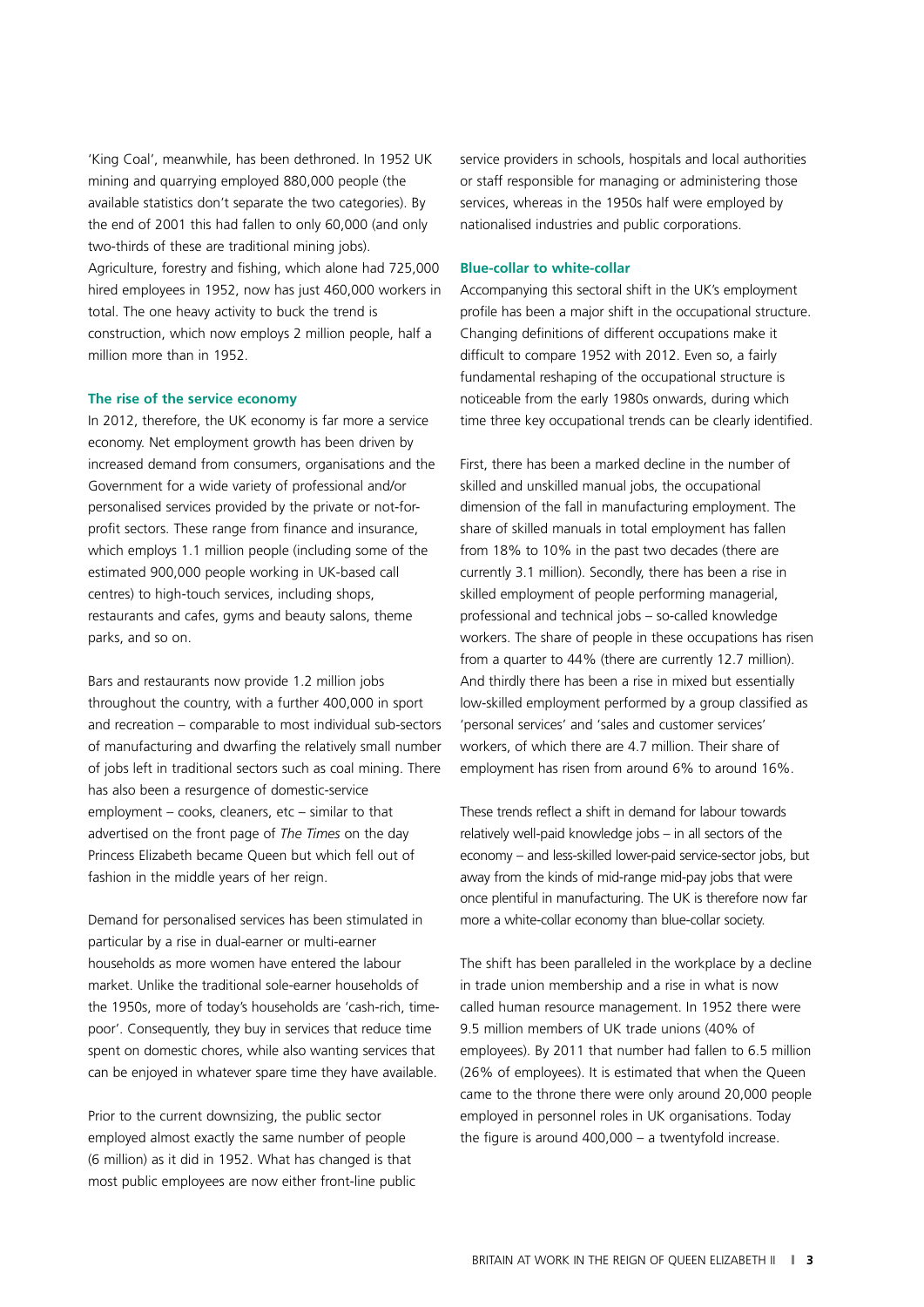'King Coal', meanwhile, has been dethroned. In 1952 UK mining and quarrying employed 880,000 people (the available statistics don't separate the two categories). By the end of 2001 this had fallen to only 60,000 (and only two-thirds of these are traditional mining jobs). Agriculture, forestry and fishing, which alone had 725,000 hired employees in 1952, now has just 460,000 workers in total. The one heavy activity to buck the trend is construction, which now employs 2 million people, half a million more than in 1952.

### The rise of the service economy

In 2012, therefore, the UK economy is far more a service economy. Net employment growth has been driven by increased demand from consumers, organisations and the Government for a wide variety of professional and/or personalised services provided by the private or not-for-profit sectors. These range from finance and insurance, which employs 1.1 million people (including some of the estimated 900,000 people working in UK-based call centres) to high-touch services, including shops, restaurants and cafes, gyms and beauty salons, theme parks, and so on.

Bars and restaurants now provide 1.2 million jobs throughout the country, with a further 400,000 in sport and recreation – comparable to most individual sub-sectors of manufacturing and dwarfing the relatively small number of jobs left in traditional sectors such as coal mining. There has also been a resurgence of domestic-service employment – cooks, cleaners, etc – similar to that advertised on the front page of *The Times* on the day Princess Elizabeth became Queen but which fell out of fashion in the middle years of her reign.

Demand for personalised services has been stimulated in particular by a rise in dual-earner or multi-earner households as more women have entered the labour market. Unlike the traditional sole-earner households of the 1950s, more of today's households are 'cash-rich, time-poor'. Consequently, they buy in services that reduce time spent on domestic chores, while also wanting services that can be enjoyed in whatever spare time they have available.

Prior to the current downsizing, the public sector employed almost exactly the same number of people (6 million) as it did in 1952. What has changed is that most public employees are now either front-line public service providers in schools, hospitals and local authorities or staff responsible for managing or administering those services, whereas in the 1950s half were employed by nationalised industries and public corporations.

### Blue-collar to white-collar

Accompanying this sectoral shift in the UK's employment profile has been a major shift in the occupational structure. Changing definitions of different occupations make it difficult to compare 1952 with 2012. Even so, a fairly fundamental reshaping of the occupational structure is noticeable from the early 1980s onwards, during which time three key occupational trends can be clearly identified.

First, there has been a marked decline in the number of skilled and unskilled manual jobs, the occupational dimension of the fall in manufacturing employment. The share of skilled manuals in total employment has fallen from 18% to 10% in the past two decades (there are currently 3.1 million). Secondly, there has been a rise in skilled employment of people performing managerial, professional and technical jobs – so-called knowledge workers. The share of people in these occupations has risen from a quarter to 44% (there are currently 12.7 million). And thirdly there has been a rise in mixed but essentially low-skilled employment performed by a group classified as 'personal services' and 'sales and customer services' workers, of which there are 4.7 million. Their share of employment has risen from around 6% to around 16%.

These trends reflect a shift in demand for labour towards relatively well-paid knowledge jobs – in all sectors of the economy – and less-skilled lower-paid service-sector jobs, but away from the kinds of mid-range mid-pay jobs that were once plentiful in manufacturing. The UK is therefore now far more a white-collar economy than blue-collar society.

The shift has been paralleled in the workplace by a decline in trade union membership and a rise in what is now called human resource management. In 1952 there were 9.5 million members of UK trade unions (40% of employees). By 2011 that number had fallen to 6.5 million (26% of employees). It is estimated that when the Queen came to the throne there were only around 20,000 people employed in personnel roles in UK organisations. Today the figure is around 400,000 – a twentyfold increase.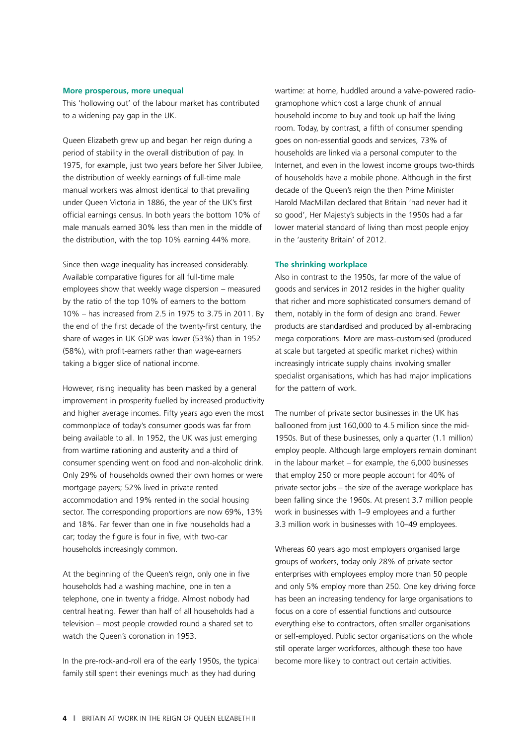## More prosperous, more unequal

This 'hollowing out' of the labour market has contributed to a widening pay gap in the UK.

Queen Elizabeth grew up and began her reign during a period of stability in the overall distribution of pay. In 1975, for example, just two years before her Silver Jubilee, the distribution of weekly earnings of full-time male manual workers was almost identical to that prevailing under Queen Victoria in 1886, the year of the UK's first official earnings census. In both years the bottom 10% of male manuals earned 30% less than men in the middle of the distribution, with the top 10% earning 44% more.

Since then wage inequality has increased considerably. Available comparative figures for all full-time male employees show that weekly wage dispersion – measured by the ratio of the top 10% of earners to the bottom 10% – has increased from 2.5 in 1975 to 3.75 in 2011. By the end of the first decade of the twenty-first century, the share of wages in UK GDP was lower (53%) than in 1952 (58%), with profit-earners rather than wage-earners taking a bigger slice of national income.

However, rising inequality has been masked by a general improvement in prosperity fuelled by increased productivity and higher average incomes. Fifty years ago even the most commonplace of today's consumer goods was far from being available to all. In 1952, the UK was just emerging from wartime rationing and austerity and a third of consumer spending went on food and non-alcoholic drink. Only 29% of households owned their own homes or were mortgage payers; 52% lived in private rented accommodation and 19% rented in the social housing sector. The corresponding proportions are now 69%, 13% and 18%. Far fewer than one in five households had a car; today the figure is four in five, with two-car households increasingly common.

At the beginning of the Queen's reign, only one in five households had a washing machine, one in ten a telephone, one in twenty a fridge. Almost nobody had central heating. Fewer than half of all households had a television – most people crowded round a shared set to watch the Queen's coronation in 1953.

In the pre-rock-and-roll era of the early 1950s, the typical family still spent their evenings much as they had during wartime: at home, huddled around a valve-powered radio-gramophone which cost a large chunk of annual household income to buy and took up half the living room. Today, by contrast, a fifth of consumer spending goes on non-essential goods and services, 73% of households are linked via a personal computer to the Internet, and even in the lowest income groups two-thirds of households have a mobile phone. Although in the first decade of the Queen's reign the then Prime Minister Harold MacMillan declared that Britain 'had never had it so good', Her Majesty's subjects in the 1950s had a far lower material standard of living than most people enjoy in the 'austerity Britain' of 2012.

## The shrinking workplace

Also in contrast to the 1950s, far more of the value of goods and services in 2012 resides in the higher quality that richer and more sophisticated consumers demand of them, notably in the form of design and brand. Fewer products are standardised and produced by all-embracing mega corporations. More are mass-customised (produced at scale but targeted at specific market niches) within increasingly intricate supply chains involving smaller specialist organisations, which has had major implications for the pattern of work.

The number of private sector businesses in the UK has ballooned from just 160,000 to 4.5 million since the mid-1950s. But of these businesses, only a quarter (1.1 million) employ people. Although large employers remain dominant in the labour market – for example, the 6,000 businesses that employ 250 or more people account for 40% of private sector jobs – the size of the average workplace has been falling since the 1960s. At present 3.7 million people work in businesses with 1–9 employees and a further 3.3 million work in businesses with 10–49 employees.

Whereas 60 years ago most employers organised large groups of workers, today only 28% of private sector enterprises with employees employ more than 50 people and only 5% employ more than 250. One key driving force has been an increasing tendency for large organisations to focus on a core of essential functions and outsource everything else to contractors, often smaller organisations or self-employed. Public sector organisations on the whole still operate larger workforces, although these too have become more likely to contract out certain activities.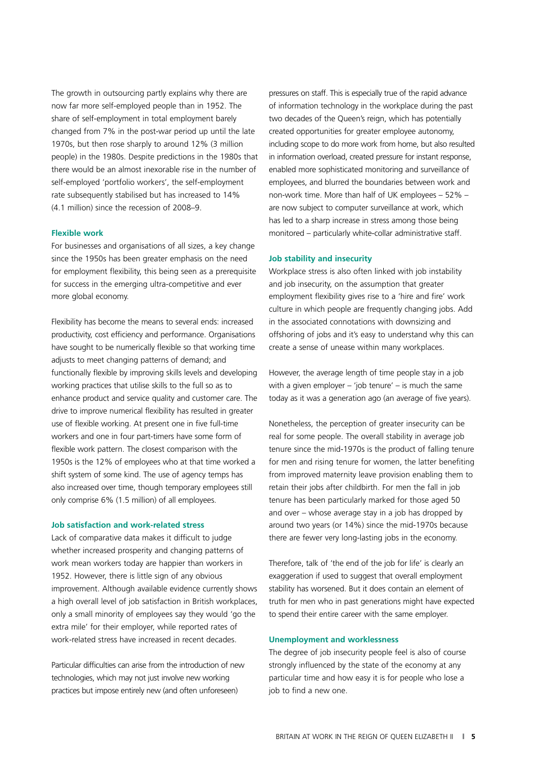The growth in outsourcing partly explains why there are now far more self-employed people than in 1952. The share of self-employment in total employment barely changed from 7% in the post-war period up until the late 1970s, but then rose sharply to around 12% (3 million people) in the 1980s. Despite predictions in the 1980s that there would be an almost inexorable rise in the number of self-employed 'portfolio workers', the self-employment rate subsequently stabilised but has increased to 14% (4.1 million) since the recession of 2008–9.

### Flexible work

For businesses and organisations of all sizes, a key change since the 1950s has been greater emphasis on the need for employment flexibility, this being seen as a prerequisite for success in the emerging ultra-competitive and ever more global economy.

Flexibility has become the means to several ends: increased productivity, cost efficiency and performance. Organisations have sought to be numerically flexible so that working time adjusts to meet changing patterns of demand; and functionally flexible by improving skills levels and developing working practices that utilise skills to the full so as to enhance product and service quality and customer care. The drive to improve numerical flexibility has resulted in greater use of flexible working. At present one in five full-time workers and one in four part-timers have some form of flexible work pattern. The closest comparison with the 1950s is the 12% of employees who at that time worked a shift system of some kind. The use of agency temps has also increased over time, though temporary employees still only comprise 6% (1.5 million) of all employees.

### Job satisfaction and work-related stress

Lack of comparative data makes it difficult to judge whether increased prosperity and changing patterns of work mean workers today are happier than workers in 1952. However, there is little sign of any obvious improvement. Although available evidence currently shows a high overall level of job satisfaction in British workplaces, only a small minority of employees say they would 'go the extra mile' for their employer, while reported rates of work-related stress have increased in recent decades.

Particular difficulties can arise from the introduction of new technologies, which may not just involve new working practices but impose entirely new (and often unforeseen) pressures on staff. This is especially true of the rapid advance of information technology in the workplace during the past two decades of the Queen's reign, which has potentially created opportunities for greater employee autonomy, including scope to do more work from home, but also resulted in information overload, created pressure for instant response, enabled more sophisticated monitoring and surveillance of employees, and blurred the boundaries between work and non-work time. More than half of UK employees – 52% – are now subject to computer surveillance at work, which has led to a sharp increase in stress among those being monitored – particularly white-collar administrative staff.

### Job stability and insecurity

Workplace stress is also often linked with job instability and job insecurity, on the assumption that greater employment flexibility gives rise to a 'hire and fire' work culture in which people are frequently changing jobs. Add in the associated connotations with downsizing and offshoring of jobs and it's easy to understand why this can create a sense of unease within many workplaces.

However, the average length of time people stay in a job with a given employer – 'job tenure' – is much the same today as it was a generation ago (an average of five years).

Nonetheless, the perception of greater insecurity can be real for some people. The overall stability in average job tenure since the mid-1970s is the product of falling tenure for men and rising tenure for women, the latter benefiting from improved maternity leave provision enabling them to retain their jobs after childbirth. For men the fall in job tenure has been particularly marked for those aged 50 and over – whose average stay in a job has dropped by around two years (or 14%) since the mid-1970s because there are fewer very long-lasting jobs in the economy.

Therefore, talk of 'the end of the job for life' is clearly an exaggeration if used to suggest that overall employment stability has worsened. But it does contain an element of truth for men who in past generations might have expected to spend their entire career with the same employer.

### Unemployment and worklessness

The degree of job insecurity people feel is also of course strongly influenced by the state of the economy at any particular time and how easy it is for people who lose a job to find a new one.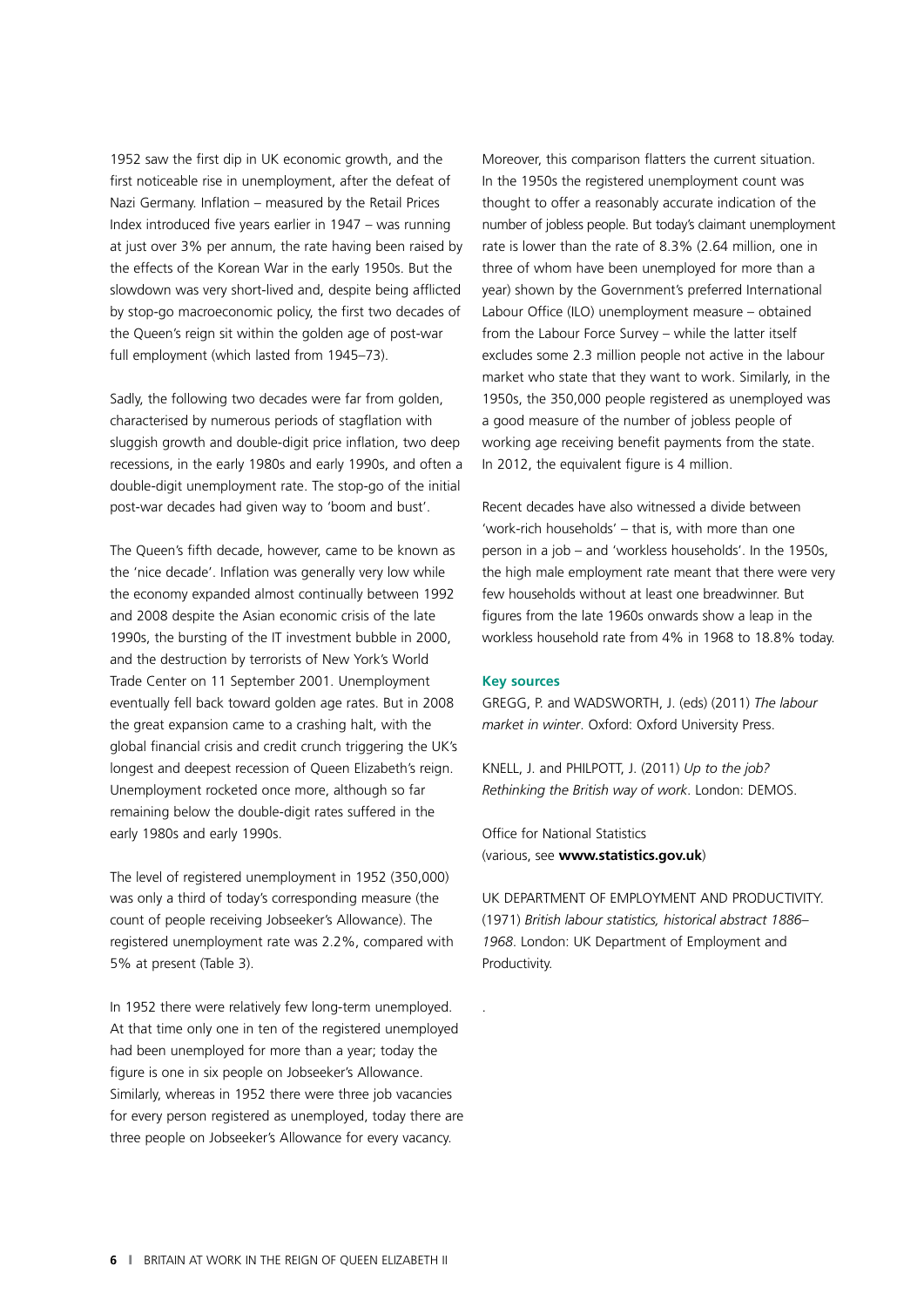1952 saw the first dip in UK economic growth, and the first noticeable rise in unemployment, after the defeat of Nazi Germany. Inflation – measured by the Retail Prices Index introduced five years earlier in 1947 – was running at just over 3% per annum, the rate having been raised by the effects of the Korean War in the early 1950s. But the slowdown was very short-lived and, despite being afflicted by stop-go macroeconomic policy, the first two decades of the Queen's reign sit within the golden age of post-war full employment (which lasted from 1945–73).

Sadly, the following two decades were far from golden, characterised by numerous periods of stagflation with sluggish growth and double-digit price inflation, two deep recessions, in the early 1980s and early 1990s, and often a double-digit unemployment rate. The stop-go of the initial post-war decades had given way to 'boom and bust'.

The Queen's fifth decade, however, came to be known as the 'nice decade'. Inflation was generally very low while the economy expanded almost continually between 1992 and 2008 despite the Asian economic crisis of the late 1990s, the bursting of the IT investment bubble in 2000, and the destruction by terrorists of New York's World Trade Center on 11 September 2001. Unemployment eventually fell back toward golden age rates. But in 2008 the great expansion came to a crashing halt, with the global financial crisis and credit crunch triggering the UK's longest and deepest recession of Queen Elizabeth's reign. Unemployment rocketed once more, although so far remaining below the double-digit rates suffered in the early 1980s and early 1990s.

The level of registered unemployment in 1952 (350,000) was only a third of today's corresponding measure (the count of people receiving Jobseeker's Allowance). The registered unemployment rate was 2.2%, compared with 5% at present (Table 3).

In 1952 there were relatively few long-term unemployed. At that time only one in ten of the registered unemployed had been unemployed for more than a year; today the figure is one in six people on Jobseeker's Allowance. Similarly, whereas in 1952 there were three job vacancies for every person registered as unemployed, today there are three people on Jobseeker's Allowance for every vacancy.

Moreover, this comparison flatters the current situation. In the 1950s the registered unemployment count was thought to offer a reasonably accurate indication of the number of jobless people. But today's claimant unemployment rate is lower than the rate of 8.3% (2.64 million, one in three of whom have been unemployed for more than a year) shown by the Government's preferred International Labour Office (ILO) unemployment measure – obtained from the Labour Force Survey – while the latter itself excludes some 2.3 million people not active in the labour market who state that they want to work. Similarly, in the 1950s, the 350,000 people registered as unemployed was a good measure of the number of jobless people of working age receiving benefit payments from the state. In 2012, the equivalent figure is 4 million.

Recent decades have also witnessed a divide between 'work-rich households' – that is, with more than one person in a job – and 'workless households'. In the 1950s, the high male employment rate meant that there were very few households without at least one breadwinner. But figures from the late 1960s onwards show a leap in the workless household rate from 4% in 1968 to 18.8% today.

**Key sources**

GREGG, P. and WADSWORTH, J. (eds) (2011) *The labour market in winter*. Oxford: Oxford University Press.

KNELL, J. and PHILPOTT, J. (2011) *Up to the job? Rethinking the British way of work*. London: DEMOS.

Office for National Statistics (various, see **www.statistics.gov.uk**)

UK DEPARTMENT OF EMPLOYMENT AND PRODUCTIVITY. (1971) *British labour statistics, historical abstract 1886–1968*. London: UK Department of Employment and Productivity.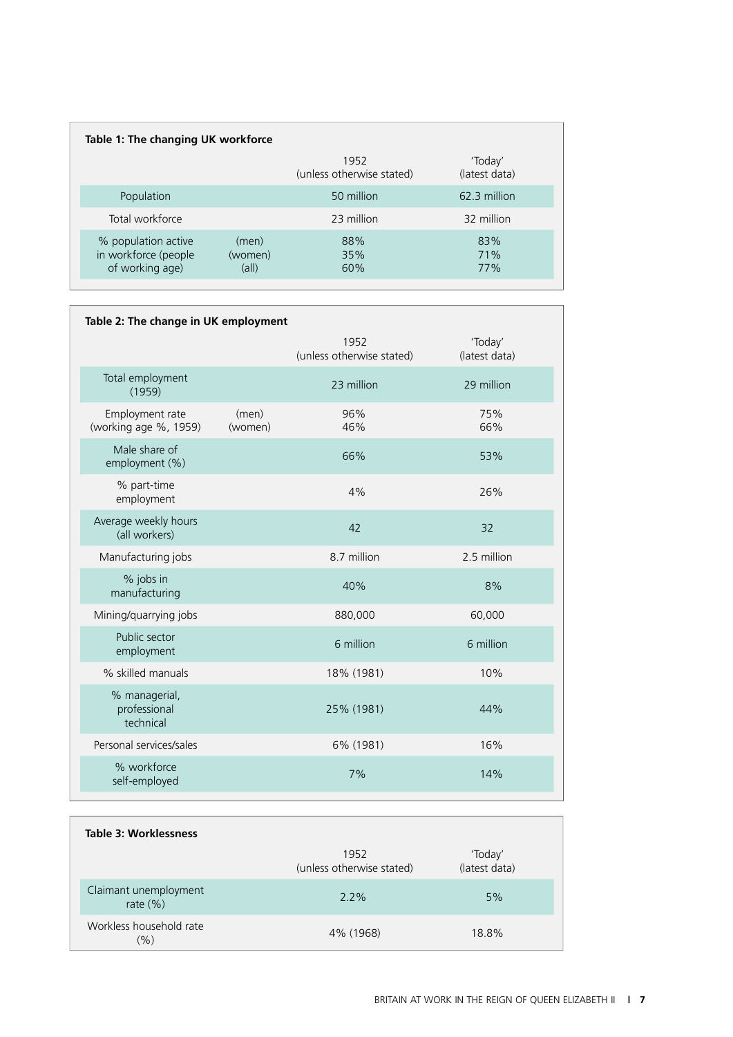**Table 1: The changing UK workforce**

| | | 1952 (unless otherwise stated) | 'Today' (latest data) |
|---|---|---|---|
| Population | | 50 million | 62.3 million |
| Total workforce | | 23 million | 32 million |
| % population active in workforce (people of working age) | (men) | 88% | 83% |
| | (women) | 35% | 71% |
| | (all) | 60% | 77% |

**Table 2: The change in UK employment**

| | | 1952 (unless otherwise stated) | 'Today' (latest data) |
|---|---|---|---|
| Total employment (1959) | | 23 million | 29 million |
| Employment rate (working age %, 1959) | (men) | 96% | 75% |
| | (women) | 46% | 66% |
| Male share of employment (%) | | 66% | 53% |
| % part-time employment | | 4% | 26% |
| Average weekly hours (all workers) | | 42 | 32 |
| Manufacturing jobs | | 8.7 million | 2.5 million |
| % jobs in manufacturing | | 40% | 8% |
| Mining/quarrying jobs | | 880,000 | 60,000 |
| Public sector employment | | 6 million | 6 million |
| % skilled manuals | | 18% (1981) | 10% |
| % managerial, professional technical | | 25% (1981) | 44% |
| Personal services/sales | | 6% (1981) | 16% |
| % workforce self-employed | | 7% | 14% |

**Table 3: Worklessness**

| | 1952 (unless otherwise stated) | 'Today' (latest data) |
|---|---|---|
| Claimant unemployment rate (%) | 2.2% | 5% |
| Workless household rate (%) | 4% (1968) | 18.8% |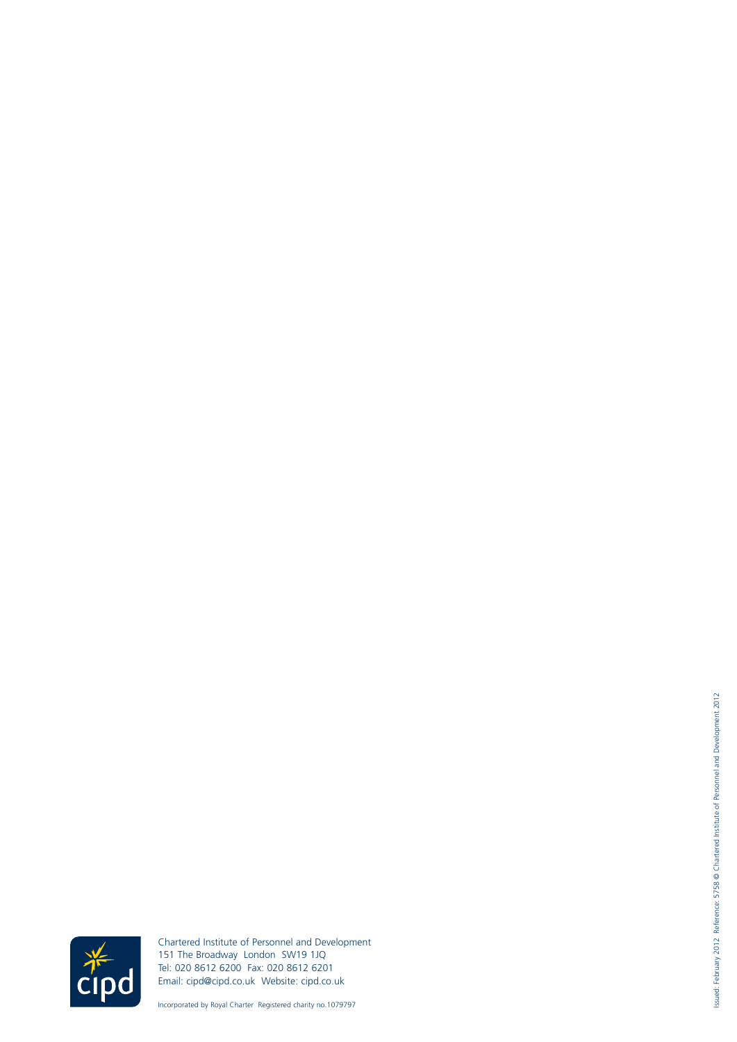Chartered Institute of Personnel and Development
151 The Broadway London SW19 1JQ
Tel: 020 8612 6200 Fax: 020 8612 6201
Email: cipd@cipd.co.uk Website: cipd.co.uk

Incorporated by Royal Charter Registered charity no.1079797

Issued: February 2012 Reference: 5758 © Chartered Institute of Personnel and Development 2012